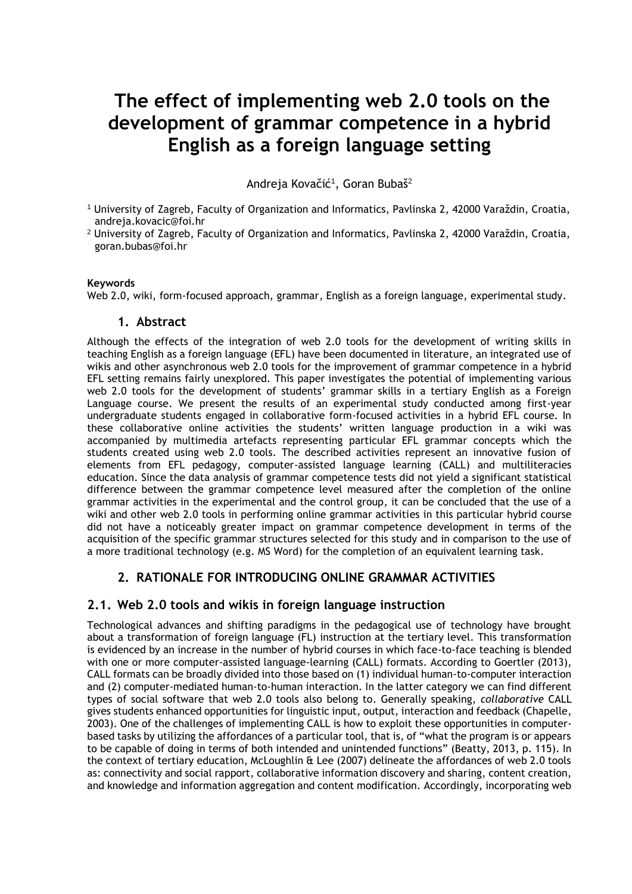# The effect of implementing web 2.0 tools on the development of grammar competence in a hybrid English as a foreign language setting

Andreja Kovačić[1], Goran Bubaš[2]

[1] University of Zagreb, Faculty of Organization and Informatics, Pavlinska 2, 42000 Varaždin, Croatia, andreja.kovacic@foi.hr

[2] University of Zagreb, Faculty of Organization and Informatics, Pavlinska 2, 42000 Varaždin, Croatia, goran.bubas@foi.hr

**Keywords**

Web 2.0, wiki, form-focused approach, grammar, English as a foreign language, experimental study.

## 1. Abstract

Although the effects of the integration of web 2.0 tools for the development of writing skills in teaching English as a foreign language (EFL) have been documented in literature, an integrated use of wikis and other asynchronous web 2.0 tools for the improvement of grammar competence in a hybrid EFL setting remains fairly unexplored. This paper investigates the potential of implementing various web 2.0 tools for the development of students' grammar skills in a tertiary English as a Foreign Language course. We present the results of an experimental study conducted among first-year undergraduate students engaged in collaborative form-focused activities in a hybrid EFL course. In these collaborative online activities the students' written language production in a wiki was accompanied by multimedia artefacts representing particular EFL grammar concepts which the students created using web 2.0 tools. The described activities represent an innovative fusion of elements from EFL pedagogy, computer-assisted language learning (CALL) and multiliteracies education. Since the data analysis of grammar competence tests did not yield a significant statistical difference between the grammar competence level measured after the completion of the online grammar activities in the experimental and the control group, it can be concluded that the use of a wiki and other web 2.0 tools in performing online grammar activities in this particular hybrid course did not have a noticeably greater impact on grammar competence development in terms of the acquisition of the specific grammar structures selected for this study and in comparison to the use of a more traditional technology (e.g. MS Word) for the completion of an equivalent learning task.

## 2. RATIONALE FOR INTRODUCING ONLINE GRAMMAR ACTIVITIES

### 2.1. Web 2.0 tools and wikis in foreign language instruction

Technological advances and shifting paradigms in the pedagogical use of technology have brought about a transformation of foreign language (FL) instruction at the tertiary level. This transformation is evidenced by an increase in the number of hybrid courses in which face-to-face teaching is blended with one or more computer-assisted language-learning (CALL) formats. According to Goertler (2013), CALL formats can be broadly divided into those based on (1) individual human-to-computer interaction and (2) computer-mediated human-to-human interaction. In the latter category we can find different types of social software that web 2.0 tools also belong to. Generally speaking, *collaborative* CALL gives students enhanced opportunities for linguistic input, output, interaction and feedback (Chapelle, 2003). One of the challenges of implementing CALL is how to exploit these opportunities in computer-based tasks by utilizing the affordances of a particular tool, that is, of "what the program is or appears to be capable of doing in terms of both intended and unintended functions" (Beatty, 2013, p. 115). In the context of tertiary education, McLoughlin & Lee (2007) delineate the affordances of web 2.0 tools as: connectivity and social rapport, collaborative information discovery and sharing, content creation, and knowledge and information aggregation and content modification. Accordingly, incorporating web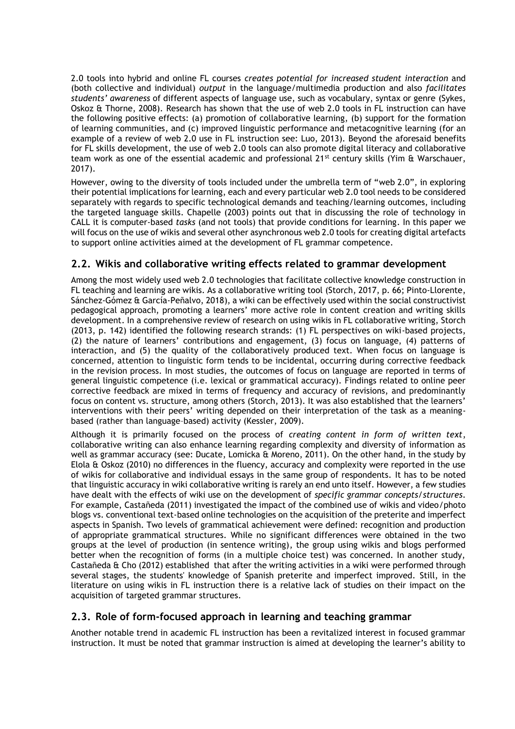2.0 tools into hybrid and online FL courses *creates potential for increased student interaction* and (both collective and individual) *output* in the language/multimedia production and also *facilitates students' awareness* of different aspects of language use, such as vocabulary, syntax or genre (Sykes, Oskoz & Thorne, 2008). Research has shown that the use of web 2.0 tools in FL instruction can have the following positive effects: (a) promotion of collaborative learning, (b) support for the formation of learning communities, and (c) improved linguistic performance and metacognitive learning (for an example of a review of web 2.0 use in FL instruction see: Luo, 2013). Beyond the aforesaid benefits for FL skills development, the use of web 2.0 tools can also promote digital literacy and collaborative team work as one of the essential academic and professional 21st century skills (Yim & Warschauer, 2017).

However, owing to the diversity of tools included under the umbrella term of "web 2.0", in exploring their potential implications for learning, each and every particular web 2.0 tool needs to be considered separately with regards to specific technological demands and teaching/learning outcomes, including the targeted language skills. Chapelle (2003) points out that in discussing the role of technology in CALL it is computer-based *tasks* (and not tools) that provide conditions for learning. In this paper we will focus on the use of wikis and several other asynchronous web 2.0 tools for creating digital artefacts to support online activities aimed at the development of FL grammar competence.

## 2.2. Wikis and collaborative writing effects related to grammar development

Among the most widely used web 2.0 technologies that facilitate collective knowledge construction in FL teaching and learning are wikis. As a collaborative writing tool (Storch, 2017, p. 66; Pinto-Llorente, Sánchez-Gómez & García-Peñalvo, 2018), a wiki can be effectively used within the social constructivist pedagogical approach, promoting a learners' more active role in content creation and writing skills development. In a comprehensive review of research on using wikis in FL collaborative writing, Storch (2013, p. 142) identified the following research strands: (1) FL perspectives on wiki-based projects, (2) the nature of learners' contributions and engagement, (3) focus on language, (4) patterns of interaction, and (5) the quality of the collaboratively produced text. When focus on language is concerned, attention to linguistic form tends to be incidental, occurring during corrective feedback in the revision process. In most studies, the outcomes of focus on language are reported in terms of general linguistic competence (i.e. lexical or grammatical accuracy). Findings related to online peer corrective feedback are mixed in terms of frequency and accuracy of revisions, and predominantly focus on content vs. structure, among others (Storch, 2013). It was also established that the learners' interventions with their peers' writing depended on their interpretation of the task as a meaning-based (rather than language-based) activity (Kessler, 2009).

Although it is primarily focused on the process of *creating content in form of written text*, collaborative writing can also enhance learning regarding complexity and diversity of information as well as grammar accuracy (see: Ducate, Lomicka & Moreno, 2011). On the other hand, in the study by Elola & Oskoz (2010) no differences in the fluency, accuracy and complexity were reported in the use of wikis for collaborative and individual essays in the same group of respondents. It has to be noted that linguistic accuracy in wiki collaborative writing is rarely an end unto itself. However, a few studies have dealt with the effects of wiki use on the development of *specific grammar concepts/structures*. For example, Castañeda (2011) investigated the impact of the combined use of wikis and video/photo blogs vs. conventional text-based online technologies on the acquisition of the preterite and imperfect aspects in Spanish. Two levels of grammatical achievement were defined: recognition and production of appropriate grammatical structures. While no significant differences were obtained in the two groups at the level of production (in sentence writing), the group using wikis and blogs performed better when the recognition of forms (in a multiple choice test) was concerned. In another study, Castañeda & Cho (2012) established that after the writing activities in a wiki were performed through several stages, the students' knowledge of Spanish preterite and imperfect improved. Still, in the literature on using wikis in FL instruction there is a relative lack of studies on their impact on the acquisition of targeted grammar structures.

## 2.3. Role of form-focused approach in learning and teaching grammar

Another notable trend in academic FL instruction has been a revitalized interest in focused grammar instruction. It must be noted that grammar instruction is aimed at developing the learner's ability to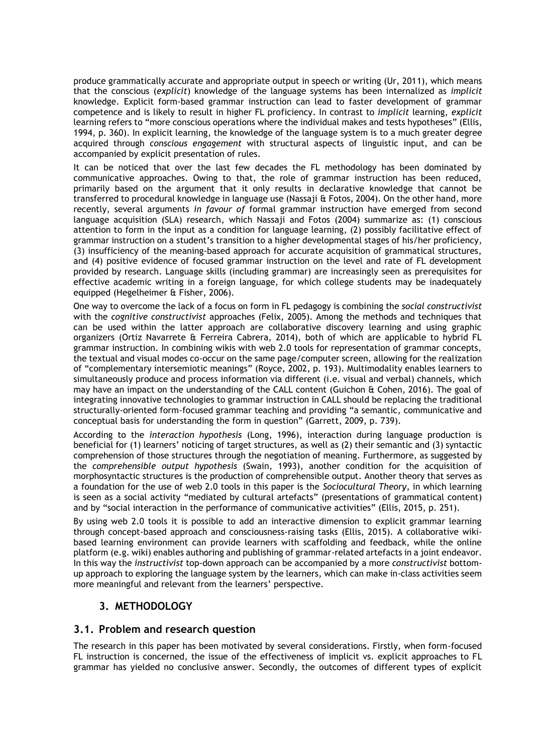produce grammatically accurate and appropriate output in speech or writing (Ur, 2011), which means that the conscious (*explicit*) knowledge of the language systems has been internalized as *implicit* knowledge. Explicit form-based grammar instruction can lead to faster development of grammar competence and is likely to result in higher FL proficiency. In contrast to *implicit* learning, *explicit* learning refers to "more conscious operations where the individual makes and tests hypotheses" (Ellis, 1994, p. 360). In explicit learning, the knowledge of the language system is to a much greater degree acquired through *conscious engagement* with structural aspects of linguistic input, and can be accompanied by explicit presentation of rules.

It can be noticed that over the last few decades the FL methodology has been dominated by communicative approaches. Owing to that, the role of grammar instruction has been reduced, primarily based on the argument that it only results in declarative knowledge that cannot be transferred to procedural knowledge in language use (Nassaji & Fotos, 2004). On the other hand, more recently, several arguments *in favour of* formal grammar instruction have emerged from second language acquisition (SLA) research, which Nassaji and Fotos (2004) summarize as: (1) conscious attention to form in the input as a condition for language learning, (2) possibly facilitative effect of grammar instruction on a student's transition to a higher developmental stages of his/her proficiency, (3) insufficiency of the meaning-based approach for accurate acquisition of grammatical structures, and (4) positive evidence of focused grammar instruction on the level and rate of FL development provided by research. Language skills (including grammar) are increasingly seen as prerequisites for effective academic writing in a foreign language, for which college students may be inadequately equipped (Hegelheimer & Fisher, 2006).

One way to overcome the lack of a focus on form in FL pedagogy is combining the *social constructivist* with the *cognitive constructivist* approaches (Felix, 2005). Among the methods and techniques that can be used within the latter approach are collaborative discovery learning and using graphic organizers (Ortiz Navarrete & Ferreira Cabrera, 2014), both of which are applicable to hybrid FL grammar instruction. In combining wikis with web 2.0 tools for representation of grammar concepts, the textual and visual modes co-occur on the same page/computer screen, allowing for the realization of "complementary intersemiotic meanings" (Royce, 2002, p. 193). Multimodality enables learners to simultaneously produce and process information via different (i.e. visual and verbal) channels, which may have an impact on the understanding of the CALL content (Guichon & Cohen, 2016). The goal of integrating innovative technologies to grammar instruction in CALL should be replacing the traditional structurally-oriented form-focused grammar teaching and providing "a semantic, communicative and conceptual basis for understanding the form in question" (Garrett, 2009, p. 739).

According to the *interaction hypothesis* (Long, 1996), interaction during language production is beneficial for (1) learners' noticing of target structures, as well as (2) their semantic and (3) syntactic comprehension of those structures through the negotiation of meaning. Furthermore, as suggested by the *comprehensible output hypothesis* (Swain, 1993), another condition for the acquisition of morphosyntactic structures is the production of comprehensible output. Another theory that serves as a foundation for the use of web 2.0 tools in this paper is the *Sociocultural Theory*, in which learning is seen as a social activity "mediated by cultural artefacts" (presentations of grammatical content) and by "social interaction in the performance of communicative activities" (Ellis, 2015, p. 251).

By using web 2.0 tools it is possible to add an interactive dimension to explicit grammar learning through concept-based approach and consciousness-raising tasks (Ellis, 2015). A collaborative wiki-based learning environment can provide learners with scaffolding and feedback, while the online platform (e.g. wiki) enables authoring and publishing of grammar-related artefacts in a joint endeavor. In this way the *instructivist* top-down approach can be accompanied by a more *constructivist* bottom-up approach to exploring the language system by the learners, which can make in-class activities seem more meaningful and relevant from the learners' perspective.

## 3. METHODOLOGY

### 3.1. Problem and research question

The research in this paper has been motivated by several considerations. Firstly, when form-focused FL instruction is concerned, the issue of the effectiveness of implicit vs. explicit approaches to FL grammar has yielded no conclusive answer. Secondly, the outcomes of different types of explicit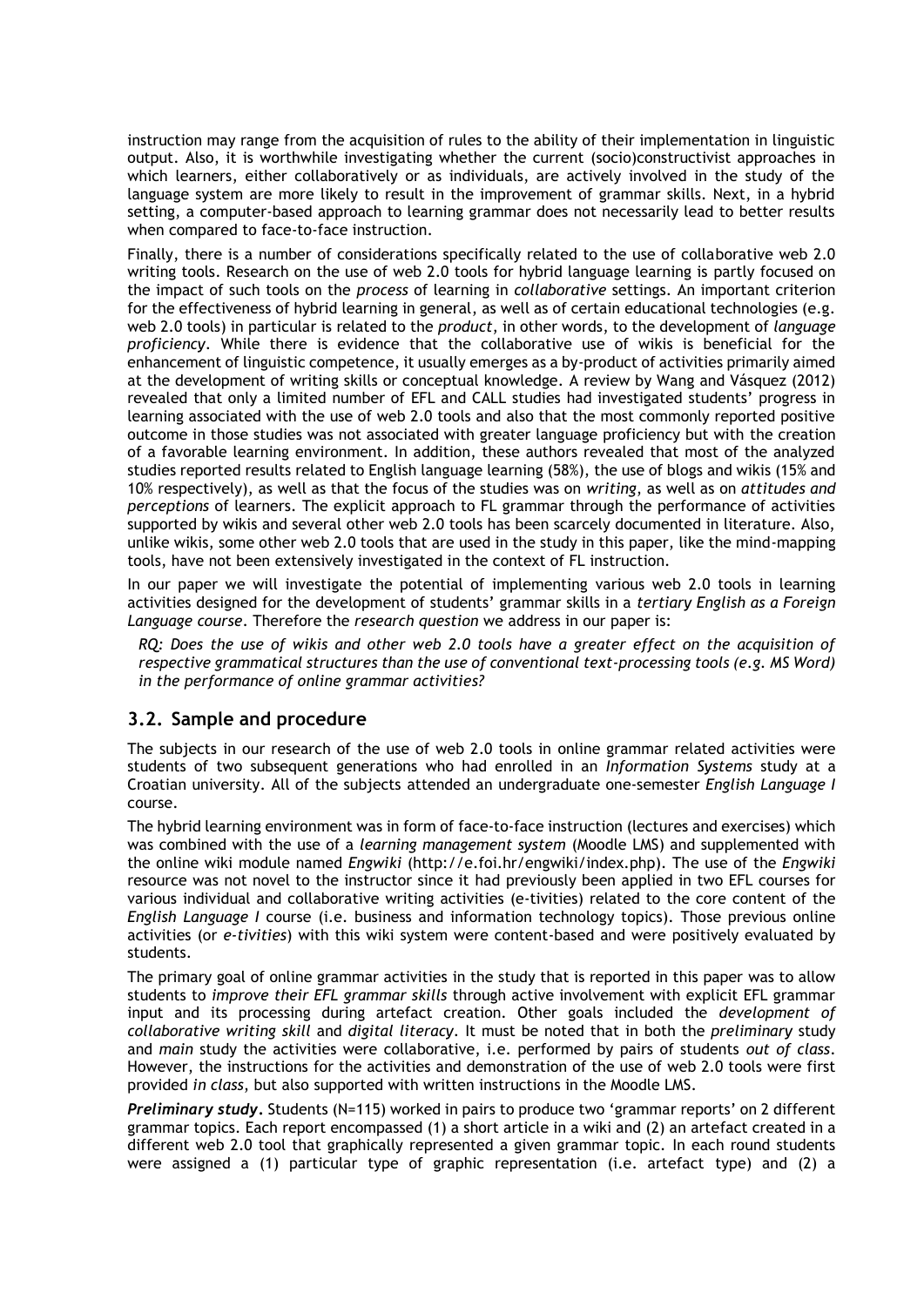instruction may range from the acquisition of rules to the ability of their implementation in linguistic output. Also, it is worthwhile investigating whether the current (socio)constructivist approaches in which learners, either collaboratively or as individuals, are actively involved in the study of the language system are more likely to result in the improvement of grammar skills. Next, in a hybrid setting, a computer-based approach to learning grammar does not necessarily lead to better results when compared to face-to-face instruction.

Finally, there is a number of considerations specifically related to the use of collaborative web 2.0 writing tools. Research on the use of web 2.0 tools for hybrid language learning is partly focused on the impact of such tools on the *process* of learning in *collaborative* settings. An important criterion for the effectiveness of hybrid learning in general, as well as of certain educational technologies (e.g. web 2.0 tools) in particular is related to the *product*, in other words, to the development of *language proficiency*. While there is evidence that the collaborative use of wikis is beneficial for the enhancement of linguistic competence, it usually emerges as a by-product of activities primarily aimed at the development of writing skills or conceptual knowledge. A review by Wang and Vásquez (2012) revealed that only a limited number of EFL and CALL studies had investigated students' progress in learning associated with the use of web 2.0 tools and also that the most commonly reported positive outcome in those studies was not associated with greater language proficiency but with the creation of a favorable learning environment. In addition, these authors revealed that most of the analyzed studies reported results related to English language learning (58%), the use of blogs and wikis (15% and 10% respectively), as well as that the focus of the studies was on *writing*, as well as on *attitudes and perceptions* of learners. The explicit approach to FL grammar through the performance of activities supported by wikis and several other web 2.0 tools has been scarcely documented in literature. Also, unlike wikis, some other web 2.0 tools that are used in the study in this paper, like the mind-mapping tools, have not been extensively investigated in the context of FL instruction.

In our paper we will investigate the potential of implementing various web 2.0 tools in learning activities designed for the development of students' grammar skills in a *tertiary English as a Foreign Language course*. Therefore the *research question* we address in our paper is:

*RQ: Does the use of wikis and other web 2.0 tools have a greater effect on the acquisition of respective grammatical structures than the use of conventional text-processing tools (e.g. MS Word) in the performance of online grammar activities?*

## 3.2. Sample and procedure

The subjects in our research of the use of web 2.0 tools in online grammar related activities were students of two subsequent generations who had enrolled in an *Information Systems* study at a Croatian university. All of the subjects attended an undergraduate one-semester *English Language I* course.

The hybrid learning environment was in form of face-to-face instruction (lectures and exercises) which was combined with the use of a *learning management system* (Moodle LMS) and supplemented with the online wiki module named *Engwiki* (http://e.foi.hr/engwiki/index.php). The use of the *Engwiki* resource was not novel to the instructor since it had previously been applied in two EFL courses for various individual and collaborative writing activities (e-tivities) related to the core content of the *English Language I* course (i.e. business and information technology topics). Those previous online activities (or *e-tivities*) with this wiki system were content-based and were positively evaluated by students.

The primary goal of online grammar activities in the study that is reported in this paper was to allow students to *improve their EFL grammar skills* through active involvement with explicit EFL grammar input and its processing during artefact creation. Other goals included the *development of collaborative writing skill* and *digital literacy*. It must be noted that in both the *preliminary* study and *main* study the activities were collaborative, i.e. performed by pairs of students *out of class*. However, the instructions for the activities and demonstration of the use of web 2.0 tools were first provided *in class*, but also supported with written instructions in the Moodle LMS.

***Preliminary study.*** Students (N=115) worked in pairs to produce two 'grammar reports' on 2 different grammar topics. Each report encompassed (1) a short article in a wiki and (2) an artefact created in a different web 2.0 tool that graphically represented a given grammar topic. In each round students were assigned a (1) particular type of graphic representation (i.e. artefact type) and (2) a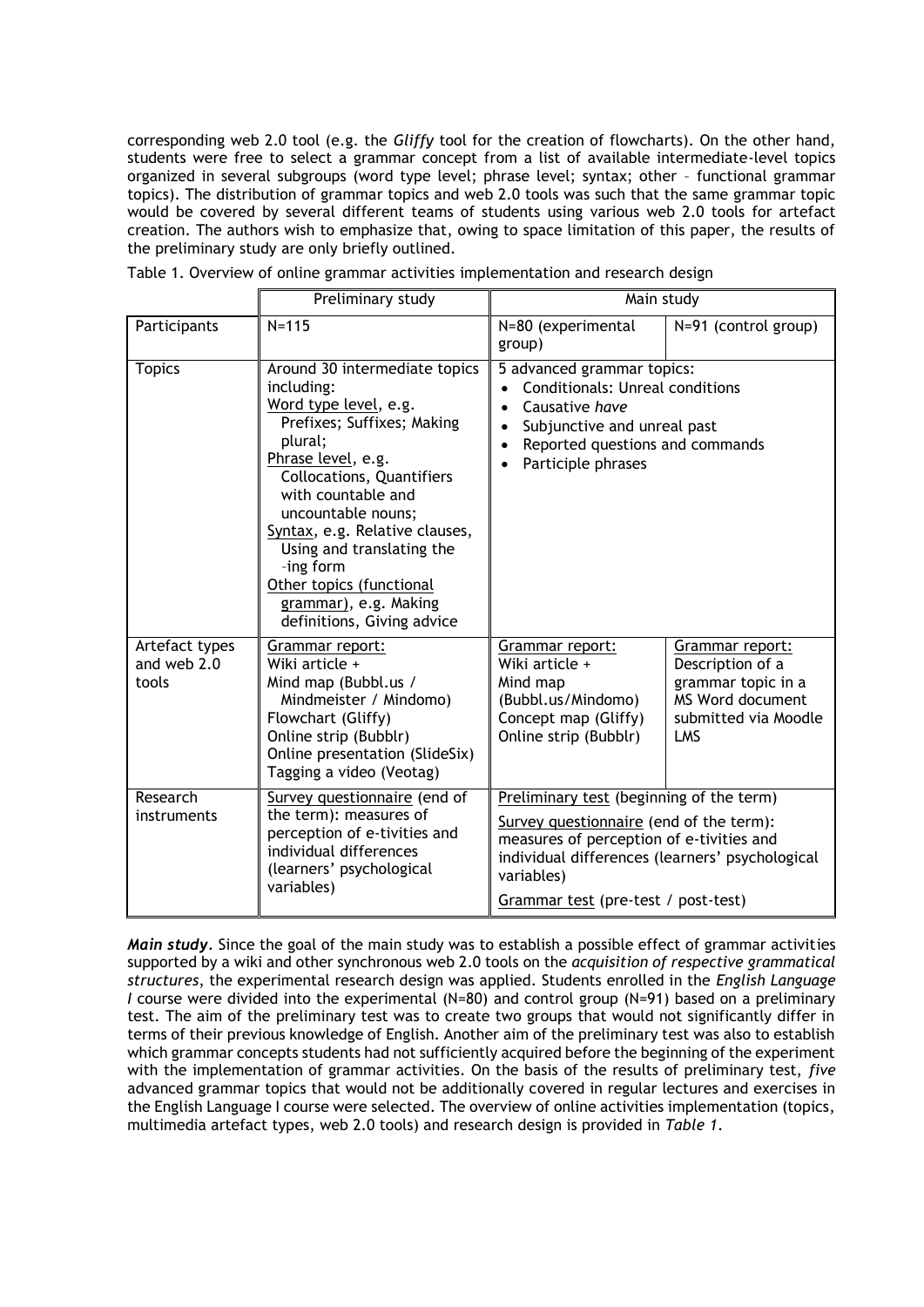corresponding web 2.0 tool (e.g. the *Gliffy* tool for the creation of flowcharts). On the other hand, students were free to select a grammar concept from a list of available intermediate-level topics organized in several subgroups (word type level; phrase level; syntax; other – functional grammar topics). The distribution of grammar topics and web 2.0 tools was such that the same grammar topic would be covered by several different teams of students using various web 2.0 tools for artefact creation. The authors wish to emphasize that, owing to space limitation of this paper, the results of the preliminary study are only briefly outlined.

Table 1. Overview of online grammar activities implementation and research design

| | Preliminary study | Main study | |
|---|---|---|---|
| Participants | N=115 | N=80 (experimental group) | N=91 (control group) |
| Topics | Around 30 intermediate topics including:<br>Word type level, e.g. Prefixes; Suffixes; Making plural;<br>Phrase level, e.g. Collocations, Quantifiers with countable and uncountable nouns;<br>Syntax, e.g. Relative clauses, Using and translating the –ing form<br>Other topics (functional grammar), e.g. Making definitions, Giving advice | 5 advanced grammar topics:<br>• Conditionals: Unreal conditions<br>• Causative *have*<br>• Subjunctive and unreal past<br>• Reported questions and commands<br>• Participle phrases | |
| Artefact types and web 2.0 tools | Grammar report:<br>Wiki article +<br>Mind map (Bubbl.us / Mindmeister / Mindomo)<br>Flowchart (Gliffy)<br>Online strip (Bubblr)<br>Online presentation (SlideSix)<br>Tagging a video (Veotag) | Grammar report:<br>Wiki article +<br>Mind map (Bubbl.us/Mindomo)<br>Concept map (Gliffy)<br>Online strip (Bubblr) | Grammar report:<br>Description of a grammar topic in a MS Word document submitted via Moodle LMS |
| Research instruments | Survey questionnaire (end of the term): measures of perception of e-tivities and individual differences (learners' psychological variables) | Preliminary test (beginning of the term)<br>Survey questionnaire (end of the term): measures of perception of e-tivities and individual differences (learners' psychological variables)<br>Grammar test (pre-test / post-test) | |

***Main study.*** Since the goal of the main study was to establish a possible effect of grammar activities supported by a wiki and other synchronous web 2.0 tools on the *acquisition of respective grammatical structures*, the experimental research design was applied. Students enrolled in the *English Language I* course were divided into the experimental (N=80) and control group (N=91) based on a preliminary test. The aim of the preliminary test was to create two groups that would not significantly differ in terms of their previous knowledge of English. Another aim of the preliminary test was also to establish which grammar concepts students had not sufficiently acquired before the beginning of the experiment with the implementation of grammar activities. On the basis of the results of preliminary test, *five* advanced grammar topics that would not be additionally covered in regular lectures and exercises in the English Language I course were selected. The overview of online activities implementation (topics, multimedia artefact types, web 2.0 tools) and research design is provided in *Table 1*.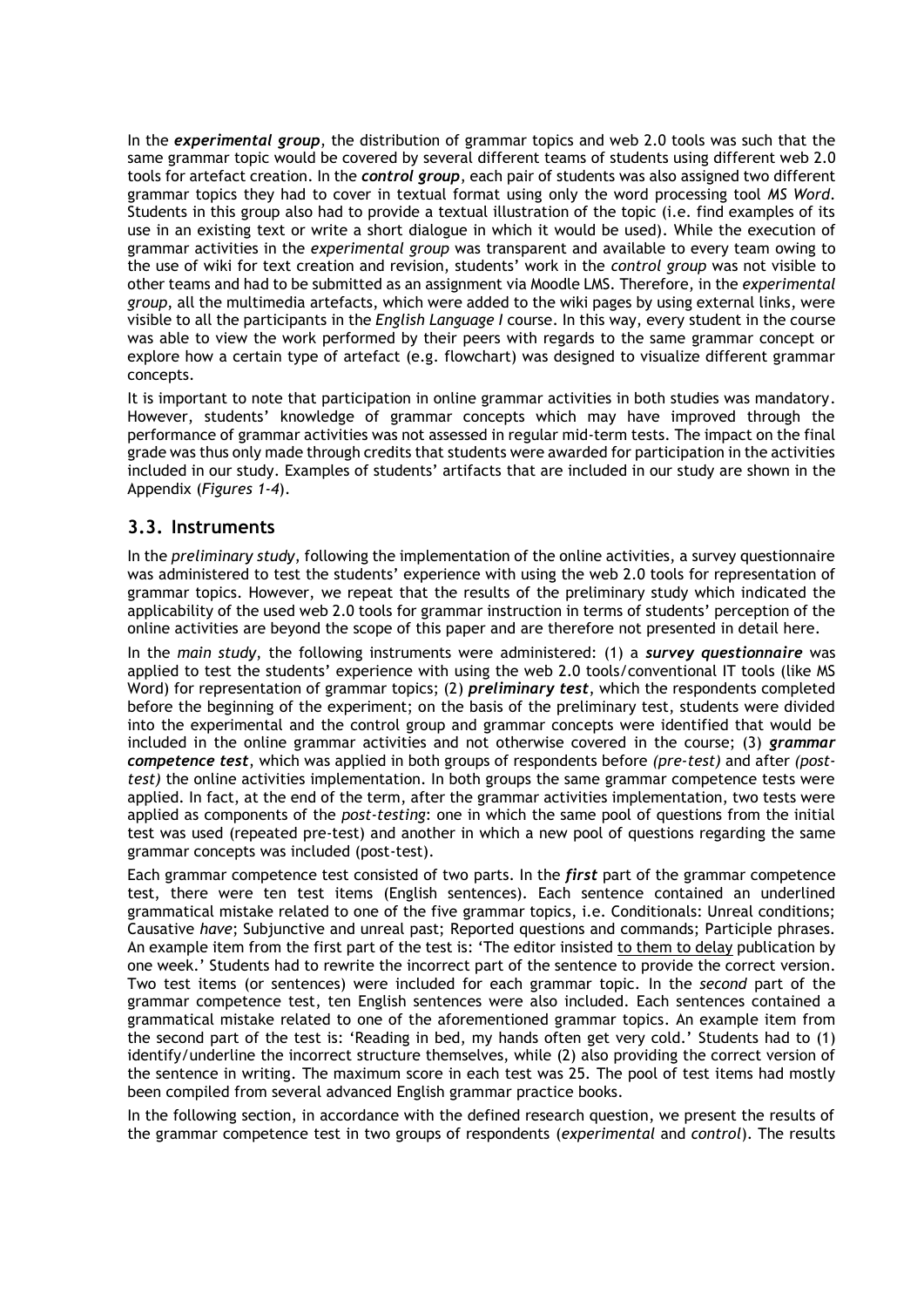In the ***experimental group***, the distribution of grammar topics and web 2.0 tools was such that the same grammar topic would be covered by several different teams of students using different web 2.0 tools for artefact creation. In the ***control group***, each pair of students was also assigned two different grammar topics they had to cover in textual format using only the word processing tool *MS Word*. Students in this group also had to provide a textual illustration of the topic (i.e. find examples of its use in an existing text or write a short dialogue in which it would be used). While the execution of grammar activities in the *experimental group* was transparent and available to every team owing to the use of wiki for text creation and revision, students' work in the *control group* was not visible to other teams and had to be submitted as an assignment via Moodle LMS. Therefore, in the *experimental group*, all the multimedia artefacts, which were added to the wiki pages by using external links, were visible to all the participants in the *English Language I* course. In this way, every student in the course was able to view the work performed by their peers with regards to the same grammar concept or explore how a certain type of artefact (e.g. flowchart) was designed to visualize different grammar concepts.

It is important to note that participation in online grammar activities in both studies was mandatory. However, students' knowledge of grammar concepts which may have improved through the performance of grammar activities was not assessed in regular mid-term tests. The impact on the final grade was thus only made through credits that students were awarded for participation in the activities included in our study. Examples of students' artifacts that are included in our study are shown in the Appendix (*Figures 1-4*).

## 3.3. Instruments

In the *preliminary study*, following the implementation of the online activities, a survey questionnaire was administered to test the students' experience with using the web 2.0 tools for representation of grammar topics. However, we repeat that the results of the preliminary study which indicated the applicability of the used web 2.0 tools for grammar instruction in terms of students' perception of the online activities are beyond the scope of this paper and are therefore not presented in detail here.

In the *main study*, the following instruments were administered: (1) a ***survey questionnaire*** was applied to test the students' experience with using the web 2.0 tools/conventional IT tools (like MS Word) for representation of grammar topics; (2) ***preliminary test***, which the respondents completed before the beginning of the experiment; on the basis of the preliminary test, students were divided into the experimental and the control group and grammar concepts were identified that would be included in the online grammar activities and not otherwise covered in the course; (3) ***grammar competence test***, which was applied in both groups of respondents before *(pre-test)* and after *(post-test)* the online activities implementation. In both groups the same grammar competence tests were applied. In fact, at the end of the term, after the grammar activities implementation, two tests were applied as components of the *post-testing*: one in which the same pool of questions from the initial test was used (repeated pre-test) and another in which a new pool of questions regarding the same grammar concepts was included (post-test).

Each grammar competence test consisted of two parts. In the ***first*** part of the grammar competence test, there were ten test items (English sentences). Each sentence contained an underlined grammatical mistake related to one of the five grammar topics, i.e. Conditionals: Unreal conditions; Causative *have*; Subjunctive and unreal past; Reported questions and commands; Participle phrases. An example item from the first part of the test is: 'The editor insisted <u>to them to delay</u> publication by one week.' Students had to rewrite the incorrect part of the sentence to provide the correct version. Two test items (or sentences) were included for each grammar topic. In the ***second*** part of the grammar competence test, ten English sentences were also included. Each sentences contained a grammatical mistake related to one of the aforementioned grammar topics. An example item from the second part of the test is: 'Reading in bed, my hands often get very cold.' Students had to (1) identify/underline the incorrect structure themselves, while (2) also providing the correct version of the sentence in writing. The maximum score in each test was 25. The pool of test items had mostly been compiled from several advanced English grammar practice books.

In the following section, in accordance with the defined research question, we present the results of the grammar competence test in two groups of respondents (*experimental* and *control*). The results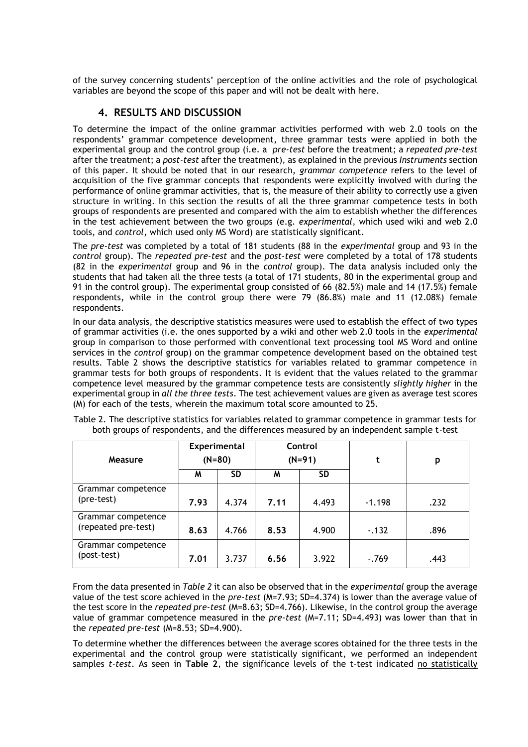of the survey concerning students' perception of the online activities and the role of psychological variables are beyond the scope of this paper and will not be dealt with here.

## 4. RESULTS AND DISCUSSION

To determine the impact of the online grammar activities performed with web 2.0 tools on the respondents' grammar competence development, three grammar tests were applied in both the experimental group and the control group (i.e. a *pre-test* before the treatment; a *repeated pre-test* after the treatment; a *post-test* after the treatment), as explained in the previous *Instruments* section of this paper. It should be noted that in our research, *grammar competence* refers to the level of acquisition of the five grammar concepts that respondents were explicitly involved with during the performance of online grammar activities, that is, the measure of their ability to correctly use a given structure in writing. In this section the results of all the three grammar competence tests in both groups of respondents are presented and compared with the aim to establish whether the differences in the test achievement between the two groups (e.g. *experimental*, which used wiki and web 2.0 tools, and *control*, which used only MS Word) are statistically significant.

The *pre-test* was completed by a total of 181 students (88 in the *experimental* group and 93 in the *control* group). The *repeated pre-test* and the *post-test* were completed by a total of 178 students (82 in the *experimental* group and 96 in the *control* group). The data analysis included only the students that had taken all the three tests (a total of 171 students, 80 in the experimental group and 91 in the control group). The experimental group consisted of 66 (82.5%) male and 14 (17.5%) female respondents, while in the control group there were 79 (86.8%) male and 11 (12.08%) female respondents.

In our data analysis, the descriptive statistics measures were used to establish the effect of two types of grammar activities (i.e. the ones supported by a wiki and other web 2.0 tools in the *experimental* group in comparison to those performed with conventional text processing tool MS Word and online services in the *control* group) on the grammar competence development based on the obtained test results. Table 2 shows the descriptive statistics for variables related to grammar competence in grammar tests for both groups of respondents. It is evident that the values related to the grammar competence level measured by the grammar competence tests are consistently *slightly higher* in the experimental group in *all the three tests*. The test achievement values are given as average test scores (M) for each of the tests, wherein the maximum total score amounted to 25.

Table 2. The descriptive statistics for variables related to grammar competence in grammar tests for both groups of respondents, and the differences measured by an independent sample t-test

| Measure | Experimental (N=80) | | Control (N=91) | | t | p |
|---|---|---|---|---|---|---|
| | M | SD | M | SD | | |
| Grammar competence (pre-test) | **7.93** | 4.374 | **7.11** | 4.493 | -1.198 | .232 |
| Grammar competence (repeated pre-test) | **8.63** | 4.766 | **8.53** | 4.900 | -.132 | .896 |
| Grammar competence (post-test) | **7.01** | 3.737 | **6.56** | 3.922 | -.769 | .443 |

From the data presented in *Table 2* it can also be observed that in the *experimental* group the average value of the test score achieved in the *pre-test* (M=7.93; SD=4.374) is lower than the average value of the test score in the *repeated pre-test* (M=8.63; SD=4.766). Likewise, in the control group the average value of grammar competence measured in the *pre-test* (M=7.11; SD=4.493) was lower than that in the *repeated pre-test* (M=8.53; SD=4.900).

To determine whether the differences between the average scores obtained for the three tests in the experimental and the control group were statistically significant, we performed an independent samples *t-test*. As seen in **Table 2**, the significance levels of the t-test indicated no statistically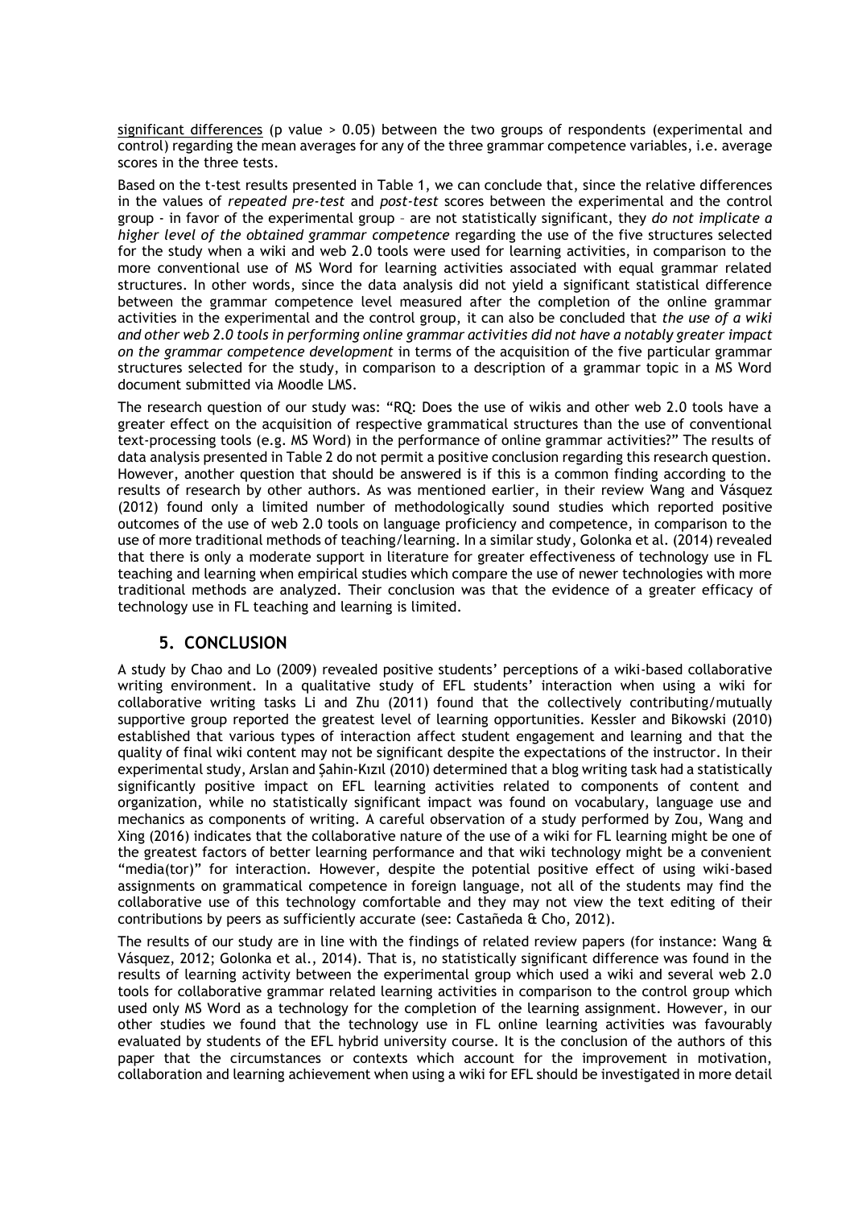significant differences (p value > 0.05) between the two groups of respondents (experimental and control) regarding the mean averages for any of the three grammar competence variables, i.e. average scores in the three tests.

Based on the t-test results presented in Table 1, we can conclude that, since the relative differences in the values of *repeated pre-test* and *post-test* scores between the experimental and the control group - in favor of the experimental group – are not statistically significant, they *do not implicate a higher level of the obtained grammar competence* regarding the use of the five structures selected for the study when a wiki and web 2.0 tools were used for learning activities, in comparison to the more conventional use of MS Word for learning activities associated with equal grammar related structures. In other words, since the data analysis did not yield a significant statistical difference between the grammar competence level measured after the completion of the online grammar activities in the experimental and the control group, it can also be concluded that *the use of a wiki and other web 2.0 tools in performing online grammar activities did not have a notably greater impact on the grammar competence development* in terms of the acquisition of the five particular grammar structures selected for the study, in comparison to a description of a grammar topic in a MS Word document submitted via Moodle LMS.

The research question of our study was: "RQ: Does the use of wikis and other web 2.0 tools have a greater effect on the acquisition of respective grammatical structures than the use of conventional text-processing tools (e.g. MS Word) in the performance of online grammar activities?" The results of data analysis presented in Table 2 do not permit a positive conclusion regarding this research question. However, another question that should be answered is if this is a common finding according to the results of research by other authors. As was mentioned earlier, in their review Wang and Vásquez (2012) found only a limited number of methodologically sound studies which reported positive outcomes of the use of web 2.0 tools on language proficiency and competence, in comparison to the use of more traditional methods of teaching/learning. In a similar study, Golonka et al. (2014) revealed that there is only a moderate support in literature for greater effectiveness of technology use in FL teaching and learning when empirical studies which compare the use of newer technologies with more traditional methods are analyzed. Their conclusion was that the evidence of a greater efficacy of technology use in FL teaching and learning is limited.

## 5. CONCLUSION

A study by Chao and Lo (2009) revealed positive students' perceptions of a wiki-based collaborative writing environment. In a qualitative study of EFL students' interaction when using a wiki for collaborative writing tasks Li and Zhu (2011) found that the collectively contributing/mutually supportive group reported the greatest level of learning opportunities. Kessler and Bikowski (2010) established that various types of interaction affect student engagement and learning and that the quality of final wiki content may not be significant despite the expectations of the instructor. In their experimental study, Arslan and Şahin-Kızıl (2010) determined that a blog writing task had a statistically significantly positive impact on EFL learning activities related to components of content and organization, while no statistically significant impact was found on vocabulary, language use and mechanics as components of writing. A careful observation of a study performed by Zou, Wang and Xing (2016) indicates that the collaborative nature of the use of a wiki for FL learning might be one of the greatest factors of better learning performance and that wiki technology might be a convenient "media(tor)" for interaction. However, despite the potential positive effect of using wiki-based assignments on grammatical competence in foreign language, not all of the students may find the collaborative use of this technology comfortable and they may not view the text editing of their contributions by peers as sufficiently accurate (see: Castañeda & Cho, 2012).

The results of our study are in line with the findings of related review papers (for instance: Wang & Vásquez, 2012; Golonka et al., 2014). That is, no statistically significant difference was found in the results of learning activity between the experimental group which used a wiki and several web 2.0 tools for collaborative grammar related learning activities in comparison to the control group which used only MS Word as a technology for the completion of the learning assignment. However, in our other studies we found that the technology use in FL online learning activities was favourably evaluated by students of the EFL hybrid university course. It is the conclusion of the authors of this paper that the circumstances or contexts which account for the improvement in motivation, collaboration and learning achievement when using a wiki for EFL should be investigated in more detail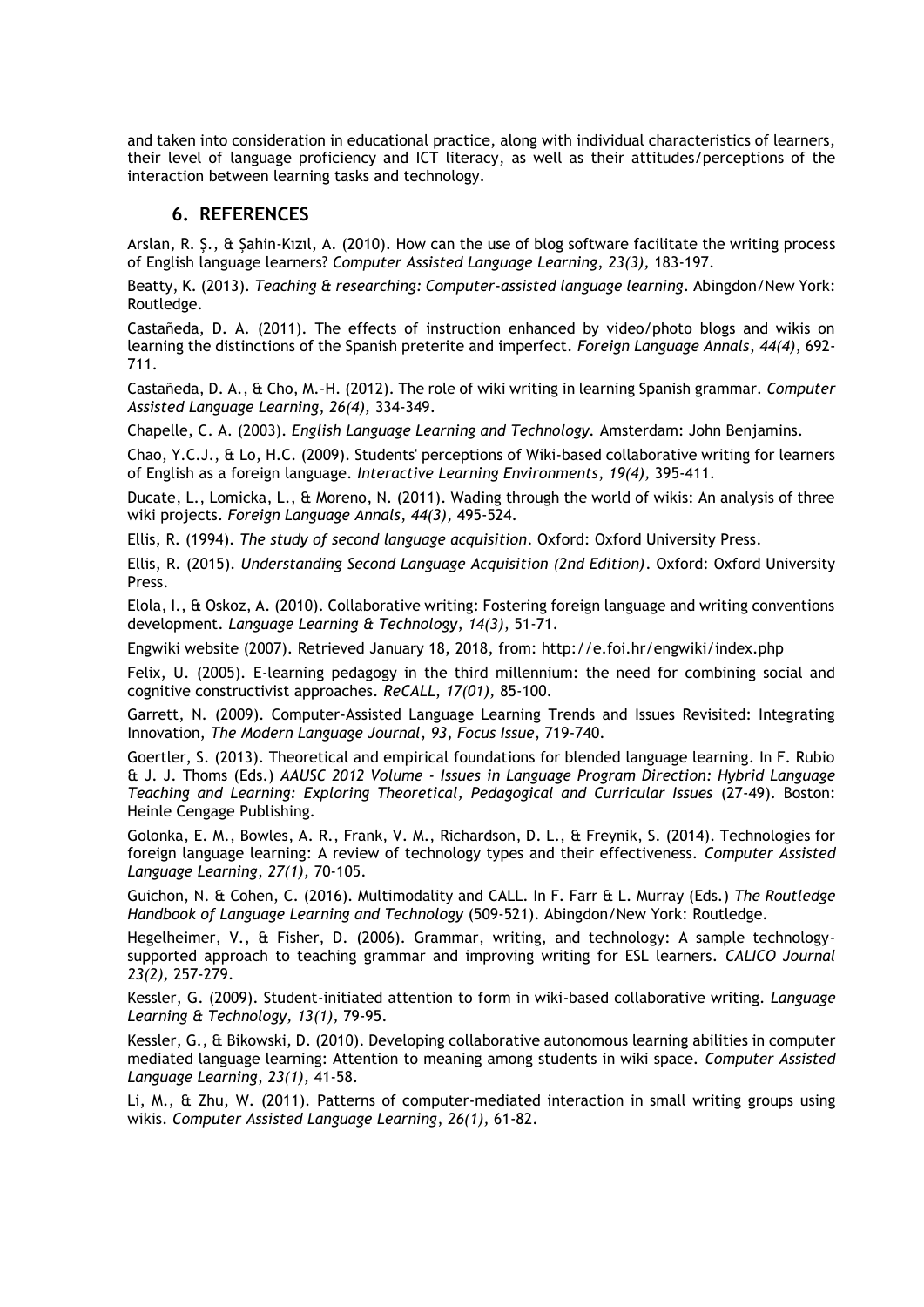and taken into consideration in educational practice, along with individual characteristics of learners, their level of language proficiency and ICT literacy, as well as their attitudes/perceptions of the interaction between learning tasks and technology.

## 6. REFERENCES

Arslan, R. Ş., & Şahin-Kızıl, A. (2010). How can the use of blog software facilitate the writing process of English language learners? *Computer Assisted Language Learning*, *23(3)*, 183-197.

Beatty, K. (2013). *Teaching & researching: Computer-assisted language learning*. Abingdon/New York: Routledge.

Castañeda, D. A. (2011). The effects of instruction enhanced by video/photo blogs and wikis on learning the distinctions of the Spanish preterite and imperfect. *Foreign Language Annals*, *44(4)*, 692-711.

Castañeda, D. A., & Cho, M.-H. (2012). The role of wiki writing in learning Spanish grammar. *Computer Assisted Language Learning*, *26(4)*, 334-349.

Chapelle, C. A. (2003). *English Language Learning and Technology*. Amsterdam: John Benjamins.

Chao, Y.C.J., & Lo, H.C. (2009). Students' perceptions of Wiki-based collaborative writing for learners of English as a foreign language. *Interactive Learning Environments*, *19(4)*, 395-411.

Ducate, L., Lomicka, L., & Moreno, N. (2011). Wading through the world of wikis: An analysis of three wiki projects. *Foreign Language Annals*, *44(3)*, 495-524.

Ellis, R. (1994). *The study of second language acquisition*. Oxford: Oxford University Press.

Ellis, R. (2015). *Understanding Second Language Acquisition (2nd Edition)*. Oxford: Oxford University Press.

Elola, I., & Oskoz, A. (2010). Collaborative writing: Fostering foreign language and writing conventions development. *Language Learning & Technology*, *14(3)*, 51-71.

Engwiki website (2007). Retrieved January 18, 2018, from: http://e.foi.hr/engwiki/index.php

Felix, U. (2005). E-learning pedagogy in the third millennium: the need for combining social and cognitive constructivist approaches. *ReCALL*, *17(01)*, 85-100.

Garrett, N. (2009). Computer-Assisted Language Learning Trends and Issues Revisited: Integrating Innovation, *The Modern Language Journal*, *93*, *Focus Issue*, 719-740.

Goertler, S. (2013). Theoretical and empirical foundations for blended language learning. In F. Rubio & J. J. Thoms (Eds.) *AAUSC 2012 Volume - Issues in Language Program Direction: Hybrid Language Teaching and Learning: Exploring Theoretical, Pedagogical and Curricular Issues* (27-49). Boston: Heinle Cengage Publishing.

Golonka, E. M., Bowles, A. R., Frank, V. M., Richardson, D. L., & Freynik, S. (2014). Technologies for foreign language learning: A review of technology types and their effectiveness. *Computer Assisted Language Learning*, *27(1)*, 70-105.

Guichon, N. & Cohen, C. (2016). Multimodality and CALL. In F. Farr & L. Murray (Eds.) *The Routledge Handbook of Language Learning and Technology* (509-521). Abingdon/New York: Routledge.

Hegelheimer, V., & Fisher, D. (2006). Grammar, writing, and technology: A sample technology-supported approach to teaching grammar and improving writing for ESL learners. *CALICO Journal 23(2)*, 257-279.

Kessler, G. (2009). Student-initiated attention to form in wiki-based collaborative writing. *Language Learning & Technology, 13(1)*, 79-95.

Kessler, G., & Bikowski, D. (2010). Developing collaborative autonomous learning abilities in computer mediated language learning: Attention to meaning among students in wiki space. *Computer Assisted Language Learning*, *23(1)*, 41-58.

Li, M., & Zhu, W. (2011). Patterns of computer-mediated interaction in small writing groups using wikis. *Computer Assisted Language Learning*, *26(1)*, 61-82.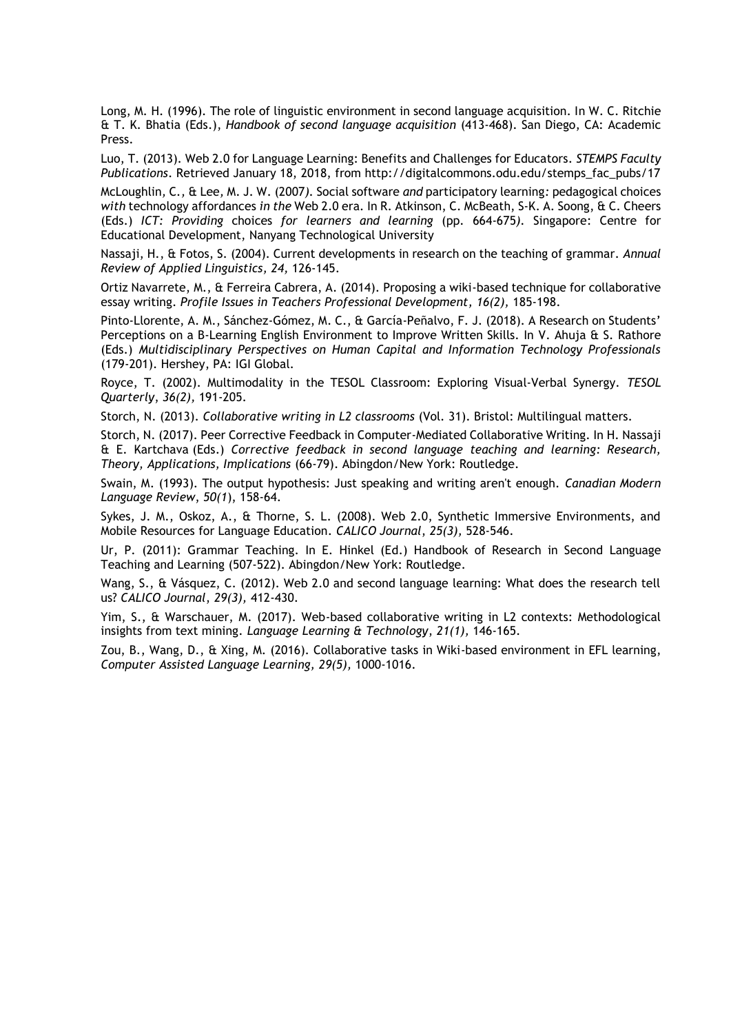Long, M. H. (1996). The role of linguistic environment in second language acquisition. In W. C. Ritchie & T. K. Bhatia (Eds.), *Handbook of second language acquisition* (413-468). San Diego, CA: Academic Press.

Luo, T. (2013). Web 2.0 for Language Learning: Benefits and Challenges for Educators. *STEMPS Faculty Publications*. Retrieved January 18, 2018, from http://digitalcommons.odu.edu/stemps_fac_pubs/17

McLoughlin, C., & Lee, M. J. W. (2007). Social software *and* participatory learning: pedagogical choices *with* technology affordances *in the* Web 2.0 era. In R. Atkinson, C. McBeath, S-K. A. Soong, & C. Cheers (Eds.) *ICT: Providing* choices *for learners and learning* (pp. 664-675). Singapore: Centre for Educational Development, Nanyang Technological University

Nassaji, H., & Fotos, S. (2004). Current developments in research on the teaching of grammar. *Annual Review of Applied Linguistics, 24,* 126-145.

Ortiz Navarrete, M., & Ferreira Cabrera, A. (2014). Proposing a wiki-based technique for collaborative essay writing. *Profile Issues in Teachers Professional Development, 16(2),* 185-198.

Pinto-Llorente, A. M., Sánchez-Gómez, M. C., & García-Peñalvo, F. J. (2018). A Research on Students' Perceptions on a B-Learning English Environment to Improve Written Skills. In V. Ahuja & S. Rathore (Eds.) *Multidisciplinary Perspectives on Human Capital and Information Technology Professionals* (179-201). Hershey, PA: IGI Global.

Royce, T. (2002). Multimodality in the TESOL Classroom: Exploring Visual-Verbal Synergy. *TESOL Quarterly*, *36(2),* 191-205.

Storch, N. (2013). *Collaborative writing in L2 classrooms* (Vol. 31). Bristol: Multilingual matters.

Storch, N. (2017). Peer Corrective Feedback in Computer-Mediated Collaborative Writing. In H. Nassaji & E. Kartchava (Eds.) *Corrective feedback in second language teaching and learning: Research, Theory, Applications, Implications* (66-79). Abingdon/New York: Routledge.

Swain, M. (1993). The output hypothesis: Just speaking and writing aren't enough. *Canadian Modern Language Review*, *50(1*), 158-64.

Sykes, J. M., Oskoz, A., & Thorne, S. L. (2008). Web 2.0, Synthetic Immersive Environments, and Mobile Resources for Language Education. *CALICO Journal*, *25(3),* 528-546.

Ur, P. (2011): Grammar Teaching. In E. Hinkel (Ed.) Handbook of Research in Second Language Teaching and Learning (507-522). Abingdon/New York: Routledge.

Wang, S., & Vásquez, C. (2012). Web 2.0 and second language learning: What does the research tell us? *CALICO Journal*, *29(3),* 412-430.

Yim, S., & Warschauer, M. (2017). Web-based collaborative writing in L2 contexts: Methodological insights from text mining. *Language Learning & Technology, 21(1),* 146-165.

Zou, B., Wang, D., & Xing, M. (2016). Collaborative tasks in Wiki-based environment in EFL learning, *Computer Assisted Language Learning, 29(5),* 1000-1016.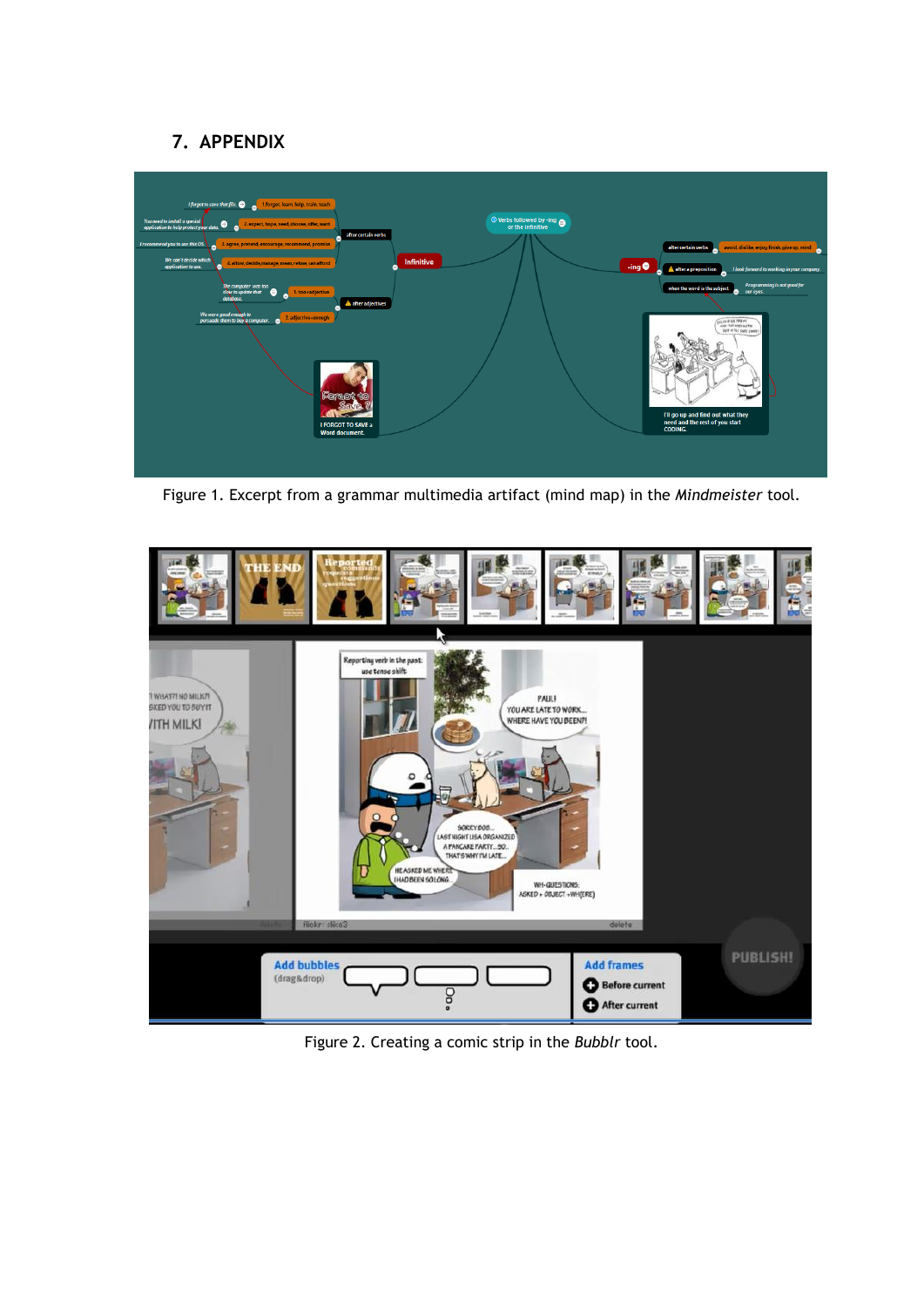## 7. APPENDIX

Figure 1. Excerpt from a grammar multimedia artifact (mind map) in the *Mindmeister* tool.

Figure 2. Creating a comic strip in the *Bubblr* tool.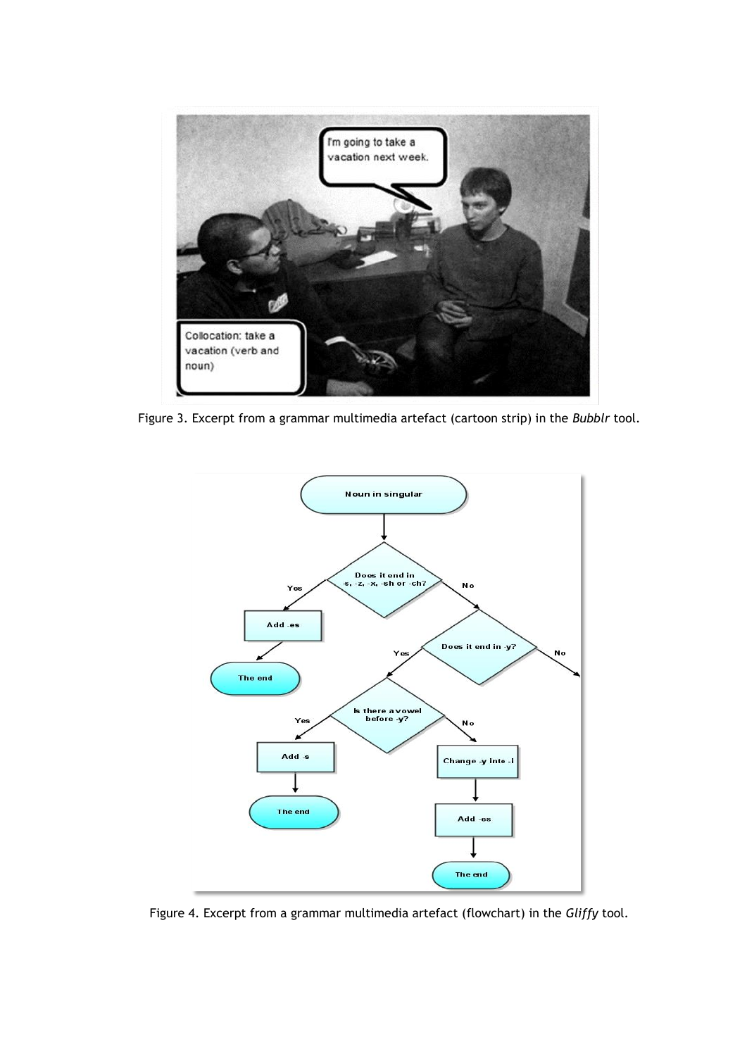Figure 3. Excerpt from a grammar multimedia artefact (cartoon strip) in the *Bubblr* tool.

Figure 4. Excerpt from a grammar multimedia artefact (flowchart) in the *Gliffy* tool.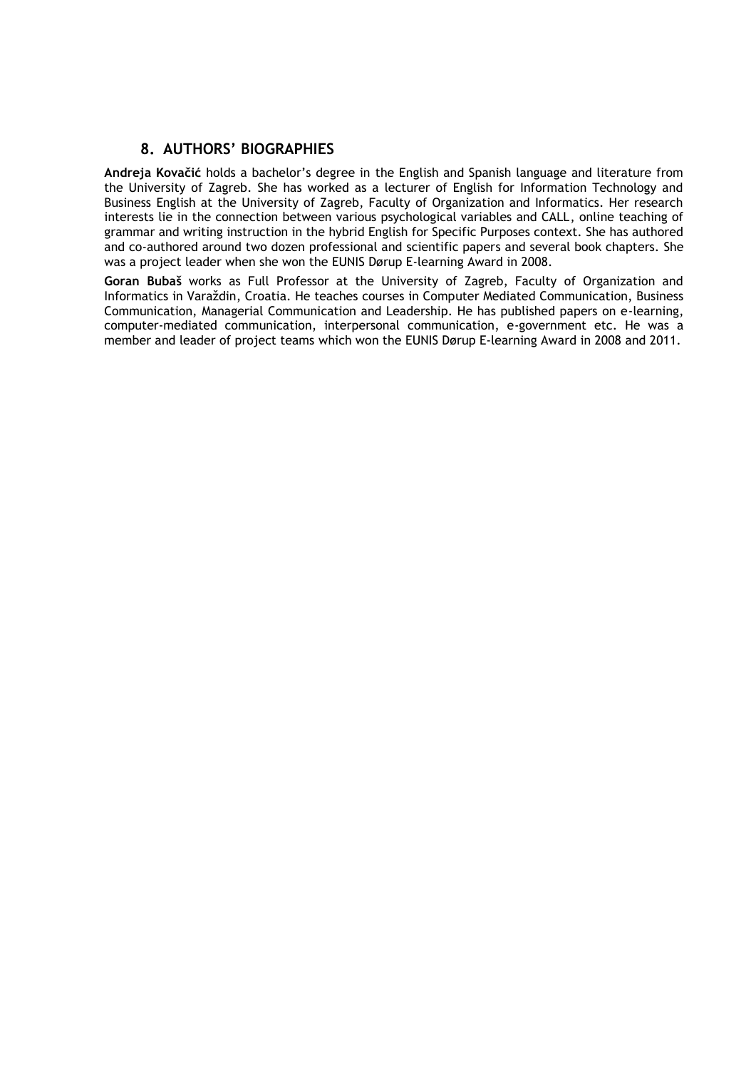## 8. AUTHORS' BIOGRAPHIES

**Andreja Kovačić** holds a bachelor's degree in the English and Spanish language and literature from the University of Zagreb. She has worked as a lecturer of English for Information Technology and Business English at the University of Zagreb, Faculty of Organization and Informatics. Her research interests lie in the connection between various psychological variables and CALL, online teaching of grammar and writing instruction in the hybrid English for Specific Purposes context. She has authored and co-authored around two dozen professional and scientific papers and several book chapters. She was a project leader when she won the EUNIS Dørup E-learning Award in 2008.

**Goran Bubaš** works as Full Professor at the University of Zagreb, Faculty of Organization and Informatics in Varaždin, Croatia. He teaches courses in Computer Mediated Communication, Business Communication, Managerial Communication and Leadership. He has published papers on e-learning, computer-mediated communication, interpersonal communication, e-government etc. He was a member and leader of project teams which won the EUNIS Dørup E-learning Award in 2008 and 2011.